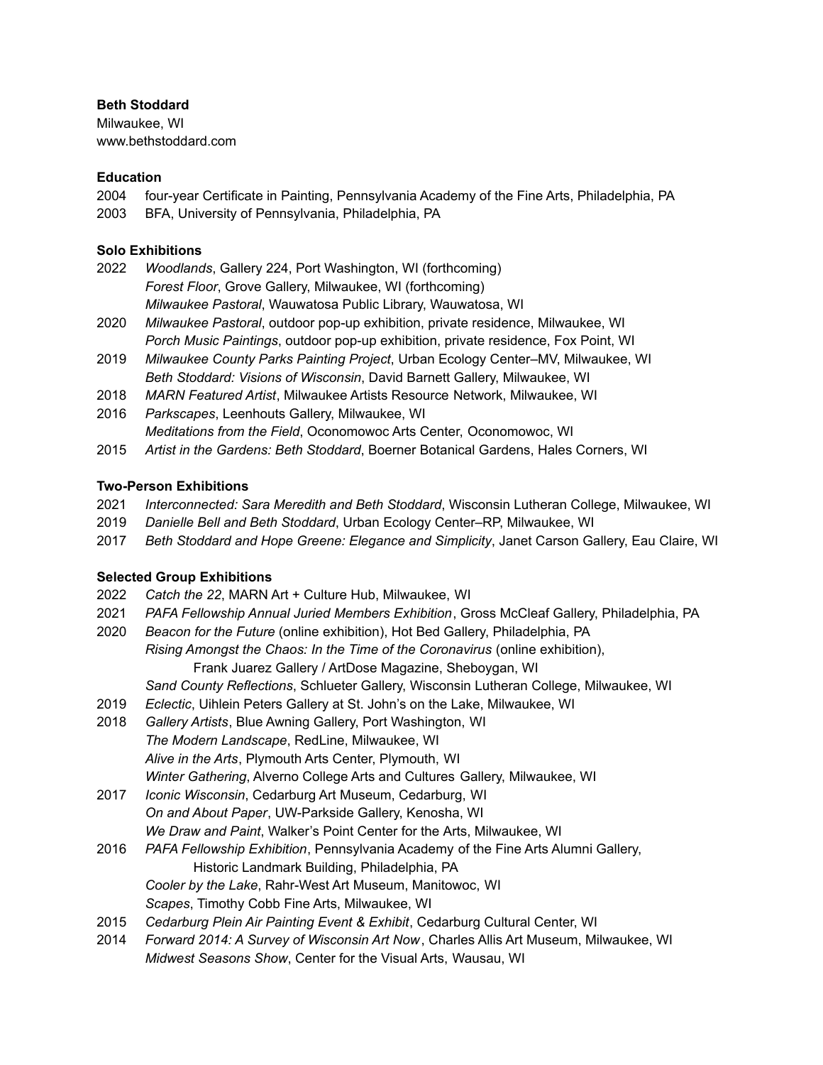**Beth Stoddard**
Milwaukee, WI
www.bethstoddard.com

**Education**

2004 four-year Certificate in Painting, Pennsylvania Academy of the Fine Arts, Philadelphia, PA
2003 BFA, University of Pennsylvania, Philadelphia, PA

**Solo Exhibitions**

2022 *Woodlands*, Gallery 224, Port Washington, WI (forthcoming)
*Forest Floor*, Grove Gallery, Milwaukee, WI (forthcoming)
*Milwaukee Pastoral*, Wauwatosa Public Library, Wauwatosa, WI
2020 *Milwaukee Pastoral*, outdoor pop-up exhibition, private residence, Milwaukee, WI
*Porch Music Paintings*, outdoor pop-up exhibition, private residence, Fox Point, WI
2019 *Milwaukee County Parks Painting Project*, Urban Ecology Center–MV, Milwaukee, WI
*Beth Stoddard: Visions of Wisconsin*, David Barnett Gallery, Milwaukee, WI
2018 *MARN Featured Artist*, Milwaukee Artists Resource Network, Milwaukee, WI
2016 *Parkscapes*, Leenhouts Gallery, Milwaukee, WI
*Meditations from the Field*, Oconomowoc Arts Center, Oconomowoc, WI
2015 *Artist in the Gardens: Beth Stoddard*, Boerner Botanical Gardens, Hales Corners, WI

**Two-Person Exhibitions**

2021 *Interconnected: Sara Meredith and Beth Stoddard*, Wisconsin Lutheran College, Milwaukee, WI
2019 *Danielle Bell and Beth Stoddard*, Urban Ecology Center–RP, Milwaukee, WI
2017 *Beth Stoddard and Hope Greene: Elegance and Simplicity*, Janet Carson Gallery, Eau Claire, WI

**Selected Group Exhibitions**

2022 *Catch the 22*, MARN Art + Culture Hub, Milwaukee, WI
2021 *PAFA Fellowship Annual Juried Members Exhibition*, Gross McCleaf Gallery, Philadelphia, PA
2020 *Beacon for the Future* (online exhibition), Hot Bed Gallery, Philadelphia, PA
*Rising Amongst the Chaos: In the Time of the Coronavirus* (online exhibition), Frank Juarez Gallery / ArtDose Magazine, Sheboygan, WI
*Sand County Reflections*, Schlueter Gallery, Wisconsin Lutheran College, Milwaukee, WI
2019 *Eclectic*, Uihlein Peters Gallery at St. John's on the Lake, Milwaukee, WI
2018 *Gallery Artists*, Blue Awning Gallery, Port Washington, WI
*The Modern Landscape*, RedLine, Milwaukee, WI
*Alive in the Arts*, Plymouth Arts Center, Plymouth, WI
*Winter Gathering*, Alverno College Arts and Cultures Gallery, Milwaukee, WI
2017 *Iconic Wisconsin*, Cedarburg Art Museum, Cedarburg, WI
*On and About Paper*, UW-Parkside Gallery, Kenosha, WI
*We Draw and Paint*, Walker's Point Center for the Arts, Milwaukee, WI
2016 *PAFA Fellowship Exhibition*, Pennsylvania Academy of the Fine Arts Alumni Gallery, Historic Landmark Building, Philadelphia, PA
*Cooler by the Lake*, Rahr-West Art Museum, Manitowoc, WI
*Scapes*, Timothy Cobb Fine Arts, Milwaukee, WI
2015 *Cedarburg Plein Air Painting Event & Exhibit*, Cedarburg Cultural Center, WI
2014 *Forward 2014: A Survey of Wisconsin Art Now*, Charles Allis Art Museum, Milwaukee, WI
*Midwest Seasons Show*, Center for the Visual Arts, Wausau, WI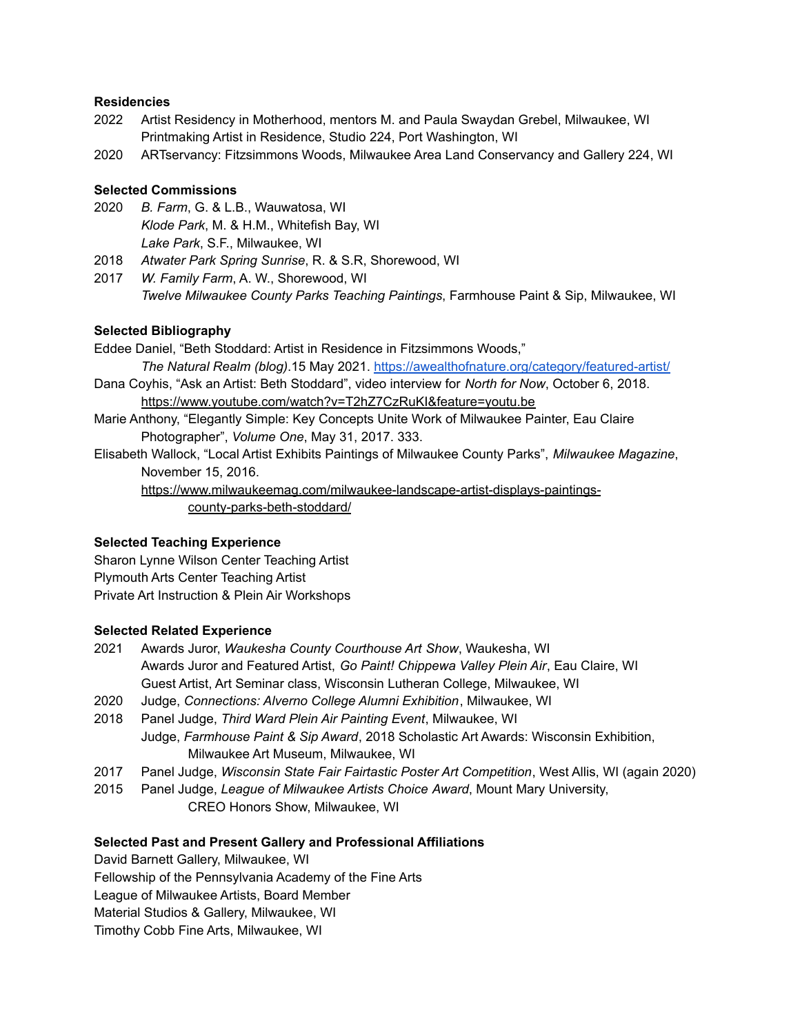**Residencies**

2022 Artist Residency in Motherhood, mentors M. and Paula Swaydan Grebel, Milwaukee, WI
Printmaking Artist in Residence, Studio 224, Port Washington, WI

2020 ARTservancy: Fitzsimmons Woods, Milwaukee Area Land Conservancy and Gallery 224, WI

**Selected Commissions**

2020 *B. Farm*, G. & L.B., Wauwatosa, WI
*Klode Park*, M. & H.M., Whitefish Bay, WI
*Lake Park*, S.F., Milwaukee, WI

2018 *Atwater Park Spring Sunrise*, R. & S.R, Shorewood, WI

2017 *W. Family Farm*, A. W., Shorewood, WI
*Twelve Milwaukee County Parks Teaching Paintings*, Farmhouse Paint & Sip, Milwaukee, WI

**Selected Bibliography**

Eddee Daniel, "Beth Stoddard: Artist in Residence in Fitzsimmons Woods," *The Natural Realm (blog)*.15 May 2021. https://awealthofnature.org/category/featured-artist/

Dana Coyhis, "Ask an Artist: Beth Stoddard", video interview for *North for Now*, October 6, 2018. https://www.youtube.com/watch?v=T2hZ7CzRuKI&feature=youtu.be

Marie Anthony, "Elegantly Simple: Key Concepts Unite Work of Milwaukee Painter, Eau Claire Photographer", *Volume One*, May 31, 2017. 333.

Elisabeth Wallock, "Local Artist Exhibits Paintings of Milwaukee County Parks", *Milwaukee Magazine*, November 15, 2016.
https://www.milwaukeemag.com/milwaukee-landscape-artist-displays-paintings-county-parks-beth-stoddard/

**Selected Teaching Experience**

Sharon Lynne Wilson Center Teaching Artist
Plymouth Arts Center Teaching Artist
Private Art Instruction & Plein Air Workshops

**Selected Related Experience**

2021 Awards Juror, *Waukesha County Courthouse Art Show*, Waukesha, WI
Awards Juror and Featured Artist, *Go Paint! Chippewa Valley Plein Air*, Eau Claire, WI
Guest Artist, Art Seminar class, Wisconsin Lutheran College, Milwaukee, WI

2020 Judge, *Connections: Alverno College Alumni Exhibition*, Milwaukee, WI

2018 Panel Judge, *Third Ward Plein Air Painting Event*, Milwaukee, WI
Judge, *Farmhouse Paint & Sip Award*, 2018 Scholastic Art Awards: Wisconsin Exhibition, Milwaukee Art Museum, Milwaukee, WI

2017 Panel Judge, *Wisconsin State Fair Fairtastic Poster Art Competition*, West Allis, WI (again 2020)

2015 Panel Judge, *League of Milwaukee Artists Choice Award*, Mount Mary University, CREO Honors Show, Milwaukee, WI

**Selected Past and Present Gallery and Professional Affiliations**

David Barnett Gallery, Milwaukee, WI
Fellowship of the Pennsylvania Academy of the Fine Arts
League of Milwaukee Artists, Board Member
Material Studios & Gallery, Milwaukee, WI
Timothy Cobb Fine Arts, Milwaukee, WI